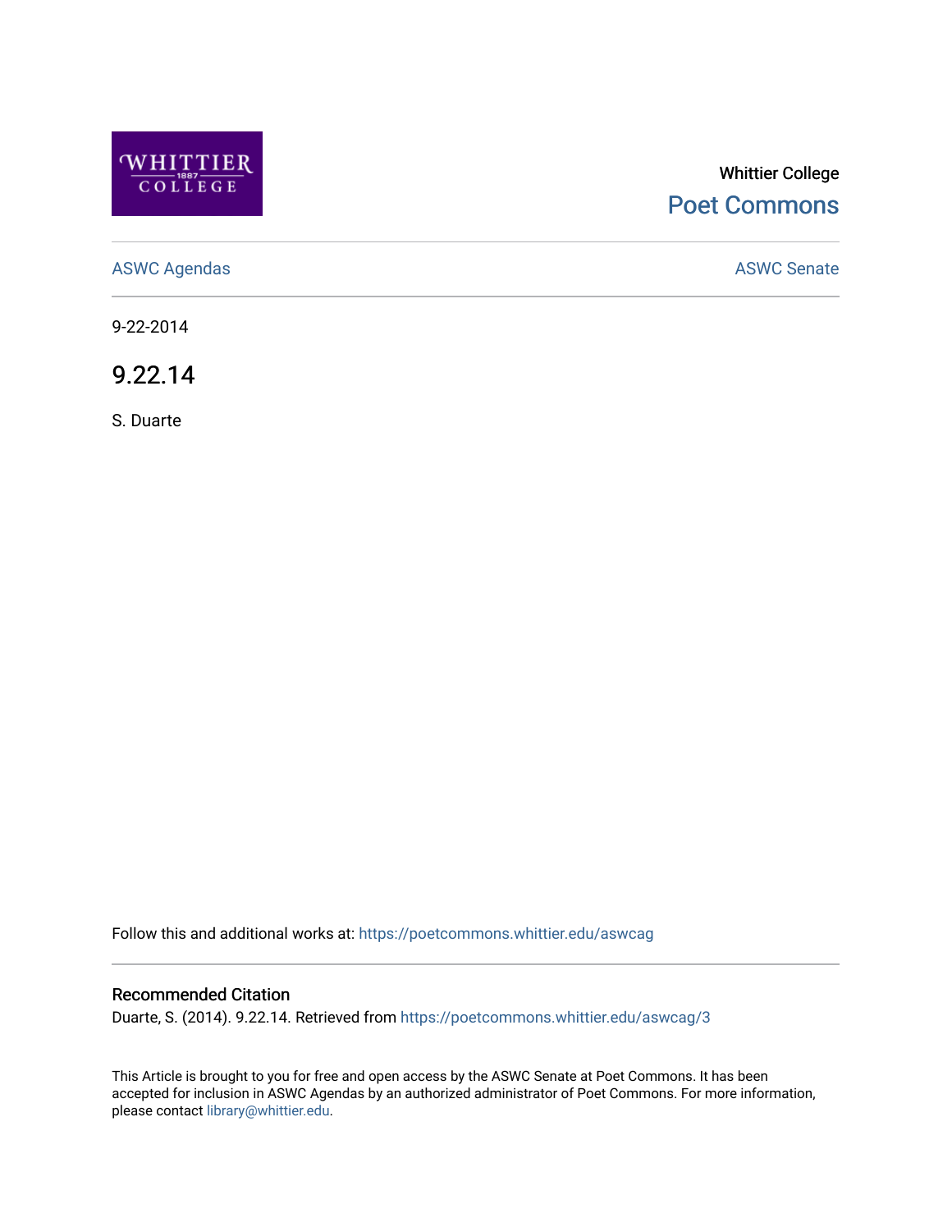Whittier College

Poet Commons

ASWC Agendas

ASWC Senate

9-22-2014

# 9.22.14

S. Duarte

Follow this and additional works at: https://poetcommons.whittier.edu/aswcag

## Recommended Citation

Duarte, S. (2014). 9.22.14. Retrieved from https://poetcommons.whittier.edu/aswcag/3

This Article is brought to you for free and open access by the ASWC Senate at Poet Commons. It has been accepted for inclusion in ASWC Agendas by an authorized administrator of Poet Commons. For more information, please contact library@whittier.edu.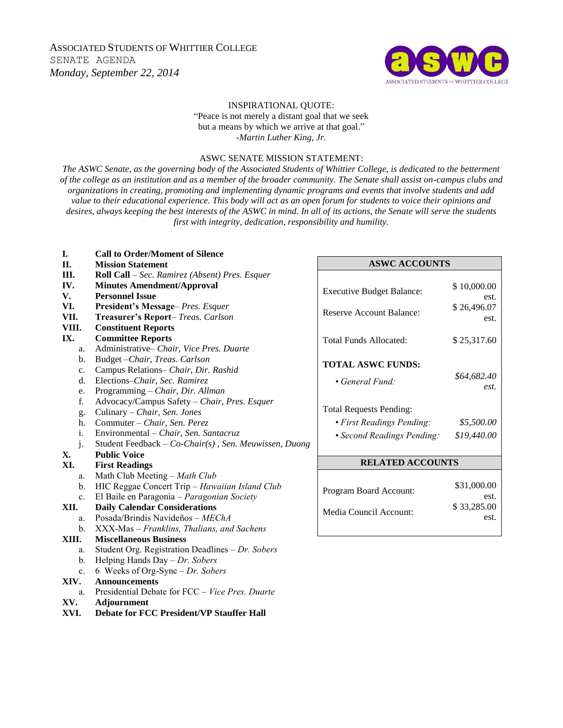ASSOCIATED STUDENTS OF WHITTIER COLLEGE
SENATE AGENDA
*Monday, September 22, 2014*

INSPIRATIONAL QUOTE:
"Peace is not merely a distant goal that we seek but a means by which we arrive at that goal."
*-Martin Luther King, Jr.*

ASWC SENATE MISSION STATEMENT:
*The ASWC Senate, as the governing body of the Associated Students of Whittier College, is dedicated to the betterment of the college as an institution and as a member of the broader community. The Senate shall assist on-campus clubs and organizations in creating, promoting and implementing dynamic programs and events that involve students and add value to their educational experience. This body will act as an open forum for students to voice their opinions and desires, always keeping the best interests of the ASWC in mind. In all of its actions, the Senate will serve the students first with integrity, dedication, responsibility and humility.*

- **I. Call to Order/Moment of Silence**
- **II. Mission Statement**
- **III. Roll Call** – *Sec. Ramirez (Absent) Pres. Esquer*
- **IV. Minutes Amendment/Approval**
- **V. Personnel Issue**
- **VI. President's Message**– *Pres. Esquer*
- **VII. Treasurer's Report**– *Treas. Carlson*
- **VIII. Constituent Reports**
- **IX. Committee Reports**
  - a. Administrative– *Chair, Vice Pres. Duarte*
  - b. Budget –*Chair, Treas. Carlson*
  - c. Campus Relations– *Chair, Dir. Rashid*
  - d. Elections–*Chair, Sec. Ramirez*
  - e. Programming – *Chair, Dir. Allman*
  - f. Advocacy/Campus Safety – *Chair, Pres. Esquer*
  - g. Culinary – *Chair, Sen. Jones*
  - h. Commuter – *Chair, Sen. Perez*
  - i. Environmental – *Chair, Sen. Santacruz*
  - j. Student Feedback – *Co-Chair(s) , Sen. Meuwissen, Duong*
- **X. Public Voice**
- **XI. First Readings**
  - a. Math Club Meeting – *Math Club*
  - b. HIC Reggae Concert Trip – *Hawaiian Island Club*
  - c. El Baile en Paragonia – *Paragonian Society*
- **XII. Daily Calendar Considerations**
  - a. Posada/Brindis Navideños – *MEChA*
  - b. XXX-Mas – *Franklins, Thalians, and Sachens*
- **XIII. Miscellaneous Business**
  - a. Student Org. Registration Deadlines – *Dr. Sobers*
  - b. Helping Hands Day – *Dr. Sobers*
  - c. 6 Weeks of Org-Sync – *Dr. Sobers*
- **XIV. Announcements**
  - a. Presidential Debate for FCC – *Vice Pres. Duarte*
- **XV. Adjournment**
- **XVI. Debate for FCC President/VP Stauffer Hall**

| ASWC ACCOUNTS | |
|---|---|
| Executive Budget Balance: | $ 10,000.00 est. |
| Reserve Account Balance: | $ 26,496.07 est. |
| Total Funds Allocated: | $ 25,317.60 |
| **TOTAL ASWC FUNDS:** | |
| • *General Fund:* | *$64,682.40 est.* |
| Total Requests Pending: | |
| • *First Readings Pending:* | *$5,500.00* |
| • *Second Readings Pending:* | *$19,440.00* |

| RELATED ACCOUNTS | |
|---|---|
| Program Board Account: | $31,000.00 est. |
| Media Council Account: | $ 33,285.00 est. |